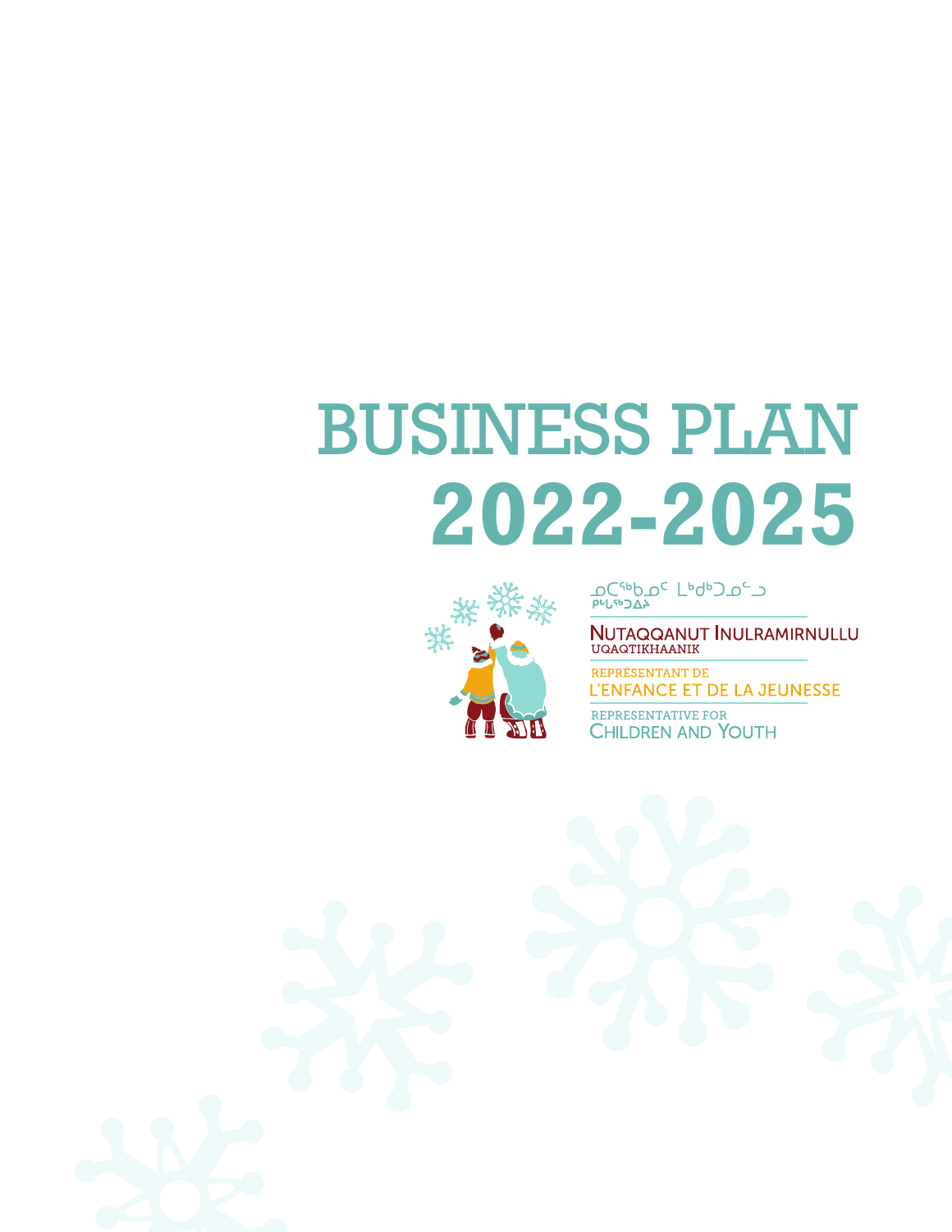# BUSINESS PLAN
# 2022-2025

ᓄᑖᖅᑲᓄᑦ ᒪᒃᑯᒃᑐᓄᓪᓗ
ᑭᒡᒐᖅᑐᐃᔨ

NUTAQQANUT INULRAMIRNULLU
UQAQTIKHAANIK

REPRÉSENTANT DE
L'ENFANCE ET DE LA JEUNESSE

REPRESENTATIVE FOR
CHILDREN AND YOUTH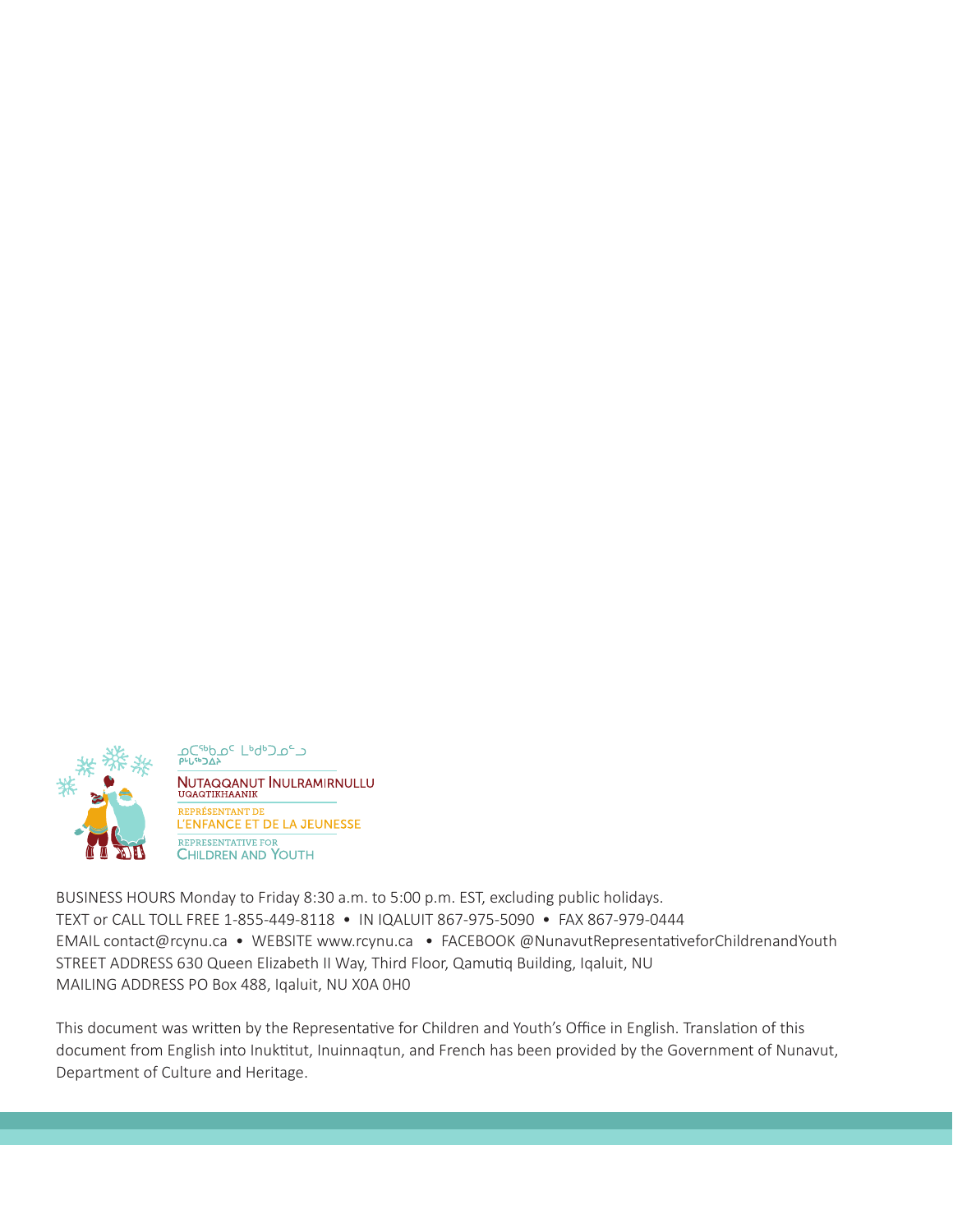ᓄᑕᖅᑲᓄᑦ ᒪᒃᑯᑐᓄᑦ ᑯᒪᖅᑐᐃᔨ

NUTAQQANUT INULRAMIRNULLU UQAQTIKHAANIK

REPRÉSENTANT DE L'ENFANCE ET DE LA JEUNESSE

REPRESENTATIVE FOR CHILDREN AND YOUTH

BUSINESS HOURS Monday to Friday 8:30 a.m. to 5:00 p.m. EST, excluding public holidays.
TEXT or CALL TOLL FREE 1-855-449-8118 • IN IQALUIT 867-975-5090 • FAX 867-979-0444
EMAIL contact@rcynu.ca • WEBSITE www.rcynu.ca • FACEBOOK @NunavutRepresentativeforChildrenandYouth
STREET ADDRESS 630 Queen Elizabeth II Way, Third Floor, Qamutiq Building, Iqaluit, NU
MAILING ADDRESS PO Box 488, Iqaluit, NU X0A 0H0

This document was written by the Representative for Children and Youth's Office in English. Translation of this document from English into Inuktitut, Inuinnaqtun, and French has been provided by the Government of Nunavut, Department of Culture and Heritage.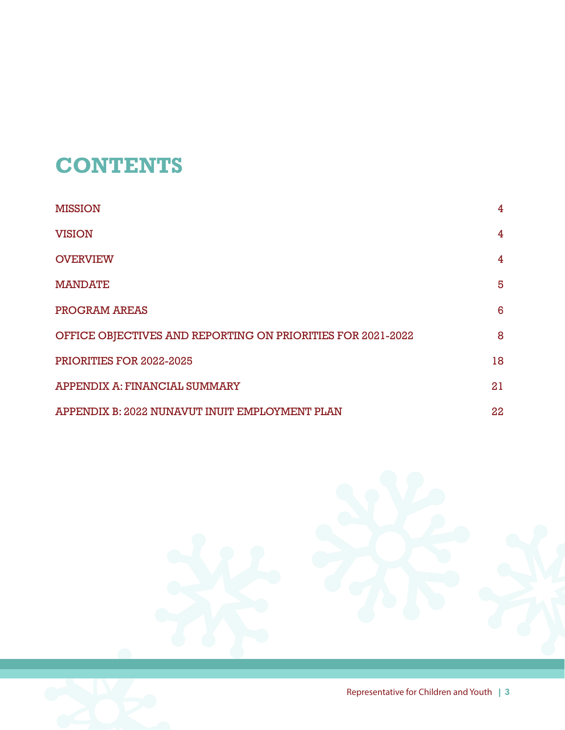# CONTENTS

| | |
|---|---|
| MISSION | 4 |
| VISION | 4 |
| OVERVIEW | 4 |
| MANDATE | 5 |
| PROGRAM AREAS | 6 |
| OFFICE OBJECTIVES AND REPORTING ON PRIORITIES FOR 2021-2022 | 8 |
| PRIORITIES FOR 2022-2025 | 18 |
| APPENDIX A: FINANCIAL SUMMARY | 21 |
| APPENDIX B: 2022 NUNAVUT INUIT EMPLOYMENT PLAN | 22 |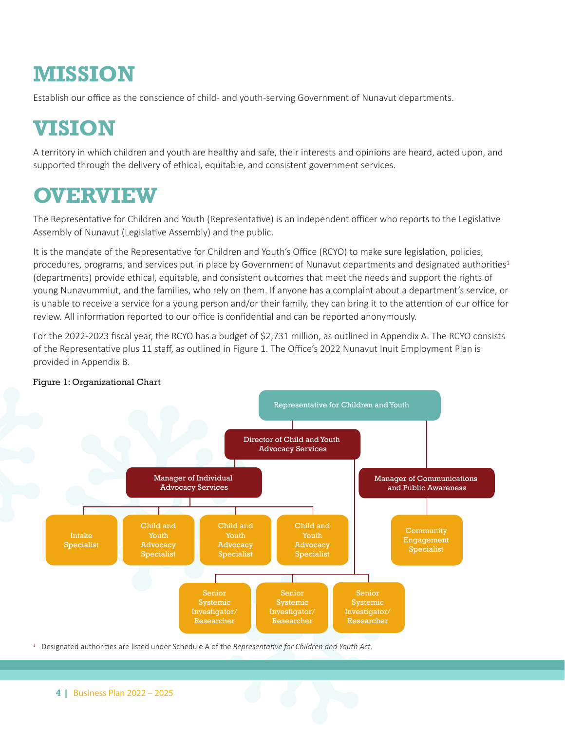# MISSION

Establish our office as the conscience of child- and youth-serving Government of Nunavut departments.

# VISION

A territory in which children and youth are healthy and safe, their interests and opinions are heard, acted upon, and supported through the delivery of ethical, equitable, and consistent government services.

# OVERVIEW

The Representative for Children and Youth (Representative) is an independent officer who reports to the Legislative Assembly of Nunavut (Legislative Assembly) and the public.

It is the mandate of the Representative for Children and Youth's Office (RCYO) to make sure legislation, policies, procedures, programs, and services put in place by Government of Nunavut departments and designated authorities[1] (departments) provide ethical, equitable, and consistent outcomes that meet the needs and support the rights of young Nunavummiut, and the families, who rely on them. If anyone has a complaint about a department's service, or is unable to receive a service for a young person and/or their family, they can bring it to the attention of our office for review. All information reported to our office is confidential and can be reported anonymously.

For the 2022-2023 fiscal year, the RCYO has a budget of $2,731 million, as outlined in Appendix A. The RCYO consists of the Representative plus 11 staff, as outlined in Figure 1. The Office's 2022 Nunavut Inuit Employment Plan is provided in Appendix B.

Figure 1: Organizational Chart

- Representative for Children and Youth
  - Director of Child and Youth Advocacy Services
    - Manager of Individual Advocacy Services
      - Intake Specialist
      - Child and Youth Advocacy Specialist
      - Child and Youth Advocacy Specialist
      - Child and Youth Advocacy Specialist
    - Senior Systemic Investigator/Researcher
    - Senior Systemic Investigator/Researcher
    - Senior Systemic Investigator/Researcher
  - Manager of Communications and Public Awareness
    - Community Engagement Specialist

[1] Designated authorities are listed under Schedule A of the *Representative for Children and Youth Act*.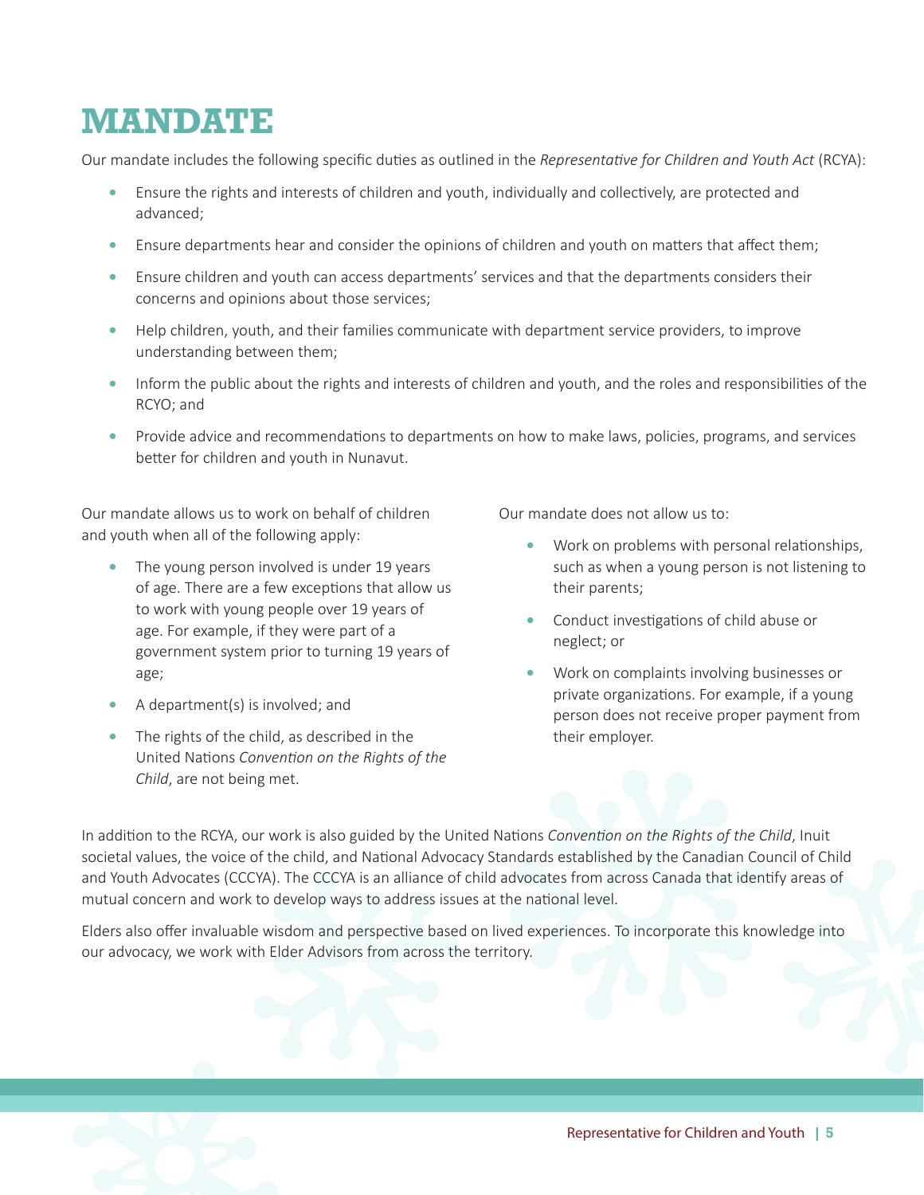# MANDATE

Our mandate includes the following specific duties as outlined in the *Representative for Children and Youth Act* (RCYA):

- Ensure the rights and interests of children and youth, individually and collectively, are protected and advanced;
- Ensure departments hear and consider the opinions of children and youth on matters that affect them;
- Ensure children and youth can access departments' services and that the departments considers their concerns and opinions about those services;
- Help children, youth, and their families communicate with department service providers, to improve understanding between them;
- Inform the public about the rights and interests of children and youth, and the roles and responsibilities of the RCYO; and
- Provide advice and recommendations to departments on how to make laws, policies, programs, and services better for children and youth in Nunavut.

Our mandate allows us to work on behalf of children and youth when all of the following apply:

- The young person involved is under 19 years of age. There are a few exceptions that allow us to work with young people over 19 years of age. For example, if they were part of a government system prior to turning 19 years of age;
- A department(s) is involved; and
- The rights of the child, as described in the United Nations *Convention on the Rights of the Child*, are not being met.

Our mandate does not allow us to:

- Work on problems with personal relationships, such as when a young person is not listening to their parents;
- Conduct investigations of child abuse or neglect; or
- Work on complaints involving businesses or private organizations. For example, if a young person does not receive proper payment from their employer.

In addition to the RCYA, our work is also guided by the United Nations *Convention on the Rights of the Child*, Inuit societal values, the voice of the child, and National Advocacy Standards established by the Canadian Council of Child and Youth Advocates (CCCYA). The CCCYA is an alliance of child advocates from across Canada that identify areas of mutual concern and work to develop ways to address issues at the national level.

Elders also offer invaluable wisdom and perspective based on lived experiences. To incorporate this knowledge into our advocacy, we work with Elder Advisors from across the territory.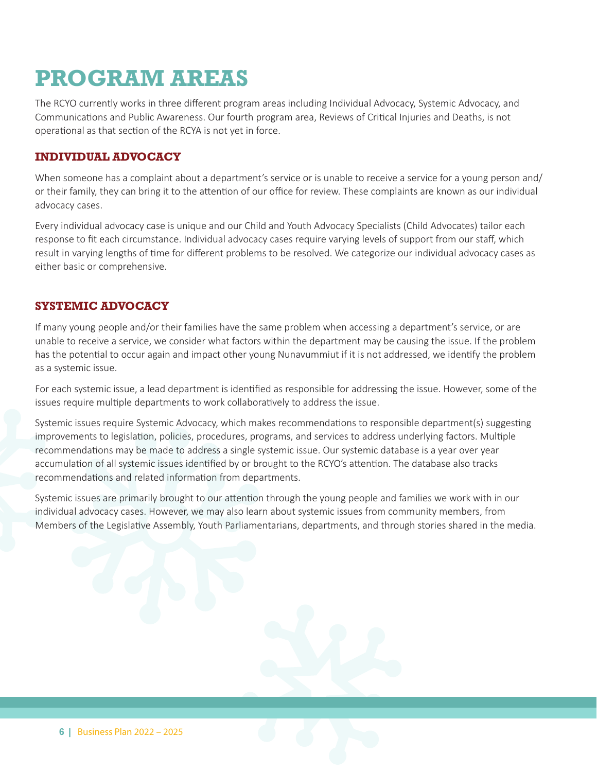# PROGRAM AREAS

The RCYO currently works in three different program areas including Individual Advocacy, Systemic Advocacy, and Communications and Public Awareness. Our fourth program area, Reviews of Critical Injuries and Deaths, is not operational as that section of the RCYA is not yet in force.

## INDIVIDUAL ADVOCACY

When someone has a complaint about a department's service or is unable to receive a service for a young person and/or their family, they can bring it to the attention of our office for review. These complaints are known as our individual advocacy cases.

Every individual advocacy case is unique and our Child and Youth Advocacy Specialists (Child Advocates) tailor each response to fit each circumstance. Individual advocacy cases require varying levels of support from our staff, which result in varying lengths of time for different problems to be resolved. We categorize our individual advocacy cases as either basic or comprehensive.

## SYSTEMIC ADVOCACY

If many young people and/or their families have the same problem when accessing a department's service, or are unable to receive a service, we consider what factors within the department may be causing the issue. If the problem has the potential to occur again and impact other young Nunavummiut if it is not addressed, we identify the problem as a systemic issue.

For each systemic issue, a lead department is identified as responsible for addressing the issue. However, some of the issues require multiple departments to work collaboratively to address the issue.

Systemic issues require Systemic Advocacy, which makes recommendations to responsible department(s) suggesting improvements to legislation, policies, procedures, programs, and services to address underlying factors. Multiple recommendations may be made to address a single systemic issue. Our systemic database is a year over year accumulation of all systemic issues identified by or brought to the RCYO's attention. The database also tracks recommendations and related information from departments.

Systemic issues are primarily brought to our attention through the young people and families we work with in our individual advocacy cases. However, we may also learn about systemic issues from community members, from Members of the Legislative Assembly, Youth Parliamentarians, departments, and through stories shared in the media.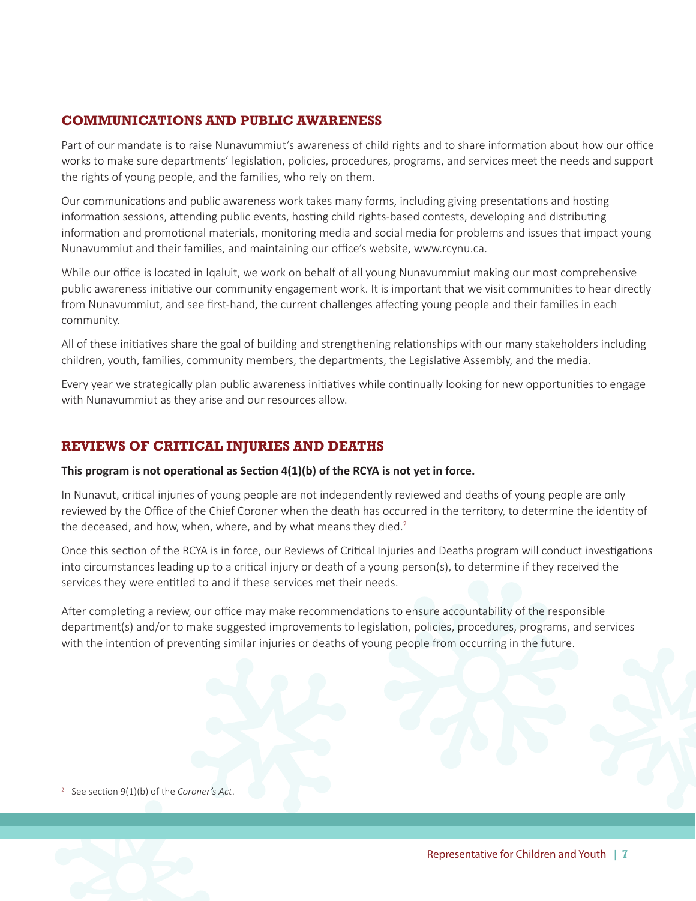## COMMUNICATIONS AND PUBLIC AWARENESS

Part of our mandate is to raise Nunavummiut's awareness of child rights and to share information about how our office works to make sure departments' legislation, policies, procedures, programs, and services meet the needs and support the rights of young people, and the families, who rely on them.

Our communications and public awareness work takes many forms, including giving presentations and hosting information sessions, attending public events, hosting child rights-based contests, developing and distributing information and promotional materials, monitoring media and social media for problems and issues that impact young Nunavummiut and their families, and maintaining our office's website, www.rcynu.ca.

While our office is located in Iqaluit, we work on behalf of all young Nunavummiut making our most comprehensive public awareness initiative our community engagement work. It is important that we visit communities to hear directly from Nunavummiut, and see first-hand, the current challenges affecting young people and their families in each community.

All of these initiatives share the goal of building and strengthening relationships with our many stakeholders including children, youth, families, community members, the departments, the Legislative Assembly, and the media.

Every year we strategically plan public awareness initiatives while continually looking for new opportunities to engage with Nunavummiut as they arise and our resources allow.

## REVIEWS OF CRITICAL INJURIES AND DEATHS

**This program is not operational as Section 4(1)(b) of the RCYA is not yet in force.**

In Nunavut, critical injuries of young people are not independently reviewed and deaths of young people are only reviewed by the Office of the Chief Coroner when the death has occurred in the territory, to determine the identity of the deceased, and how, when, where, and by what means they died.[2]

Once this section of the RCYA is in force, our Reviews of Critical Injuries and Deaths program will conduct investigations into circumstances leading up to a critical injury or death of a young person(s), to determine if they received the services they were entitled to and if these services met their needs.

After completing a review, our office may make recommendations to ensure accountability of the responsible department(s) and/or to make suggested improvements to legislation, policies, procedures, programs, and services with the intention of preventing similar injuries or deaths of young people from occurring in the future.

[2] See section 9(1)(b) of the *Coroner's Act*.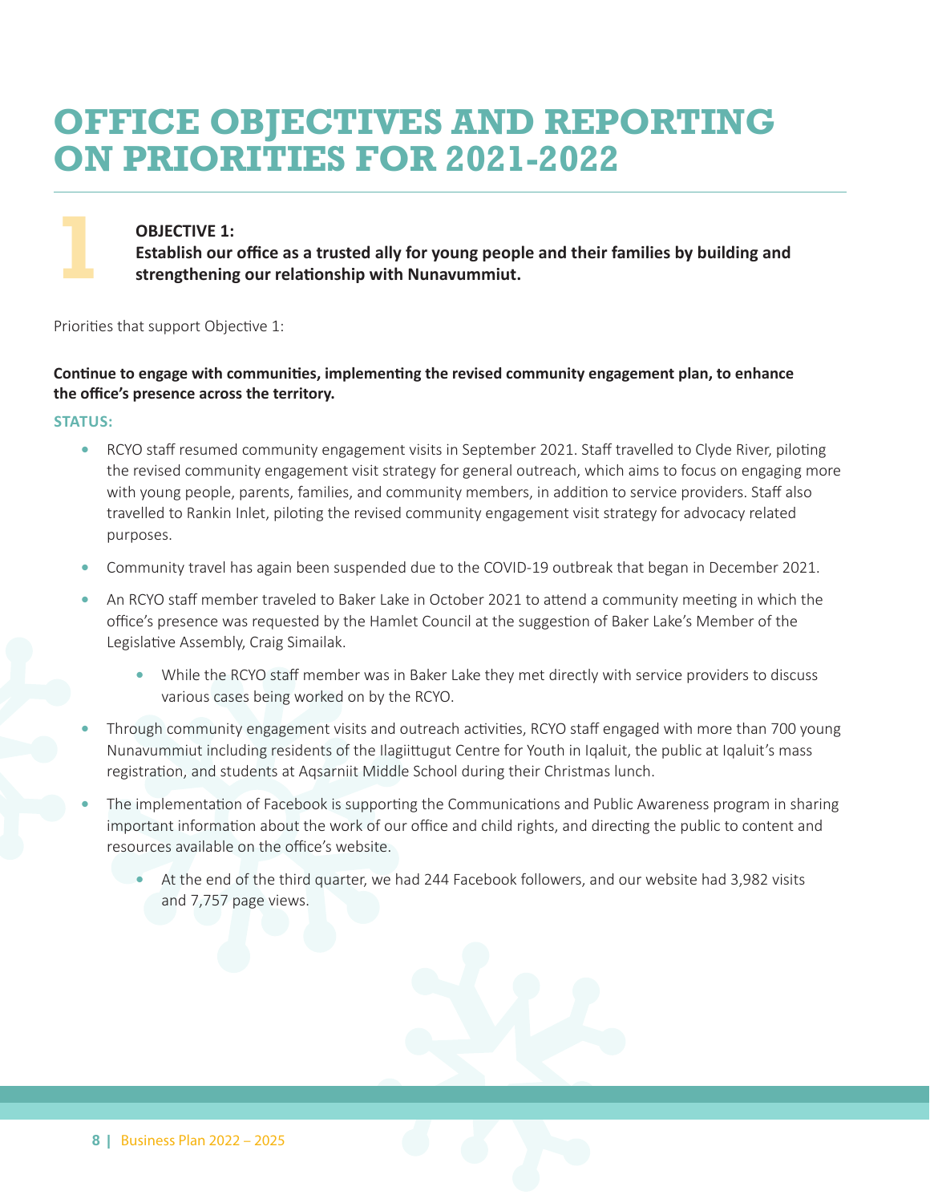# OFFICE OBJECTIVES AND REPORTING ON PRIORITIES FOR 2021-2022

1

**OBJECTIVE 1:**
**Establish our office as a trusted ally for young people and their families by building and strengthening our relationship with Nunavummiut.**

Priorities that support Objective 1:

**Continue to engage with communities, implementing the revised community engagement plan, to enhance the office's presence across the territory.**

**STATUS:**

- RCYO staff resumed community engagement visits in September 2021. Staff travelled to Clyde River, piloting the revised community engagement visit strategy for general outreach, which aims to focus on engaging more with young people, parents, families, and community members, in addition to service providers. Staff also travelled to Rankin Inlet, piloting the revised community engagement visit strategy for advocacy related purposes.
- Community travel has again been suspended due to the COVID-19 outbreak that began in December 2021.
- An RCYO staff member traveled to Baker Lake in October 2021 to attend a community meeting in which the office's presence was requested by the Hamlet Council at the suggestion of Baker Lake's Member of the Legislative Assembly, Craig Simailak.
  - While the RCYO staff member was in Baker Lake they met directly with service providers to discuss various cases being worked on by the RCYO.
- Through community engagement visits and outreach activities, RCYO staff engaged with more than 700 young Nunavummiut including residents of the Ilagiittugut Centre for Youth in Iqaluit, the public at Iqaluit's mass registration, and students at Aqsarniit Middle School during their Christmas lunch.
- The implementation of Facebook is supporting the Communications and Public Awareness program in sharing important information about the work of our office and child rights, and directing the public to content and resources available on the office's website.
  - At the end of the third quarter, we had 244 Facebook followers, and our website had 3,982 visits and 7,757 page views.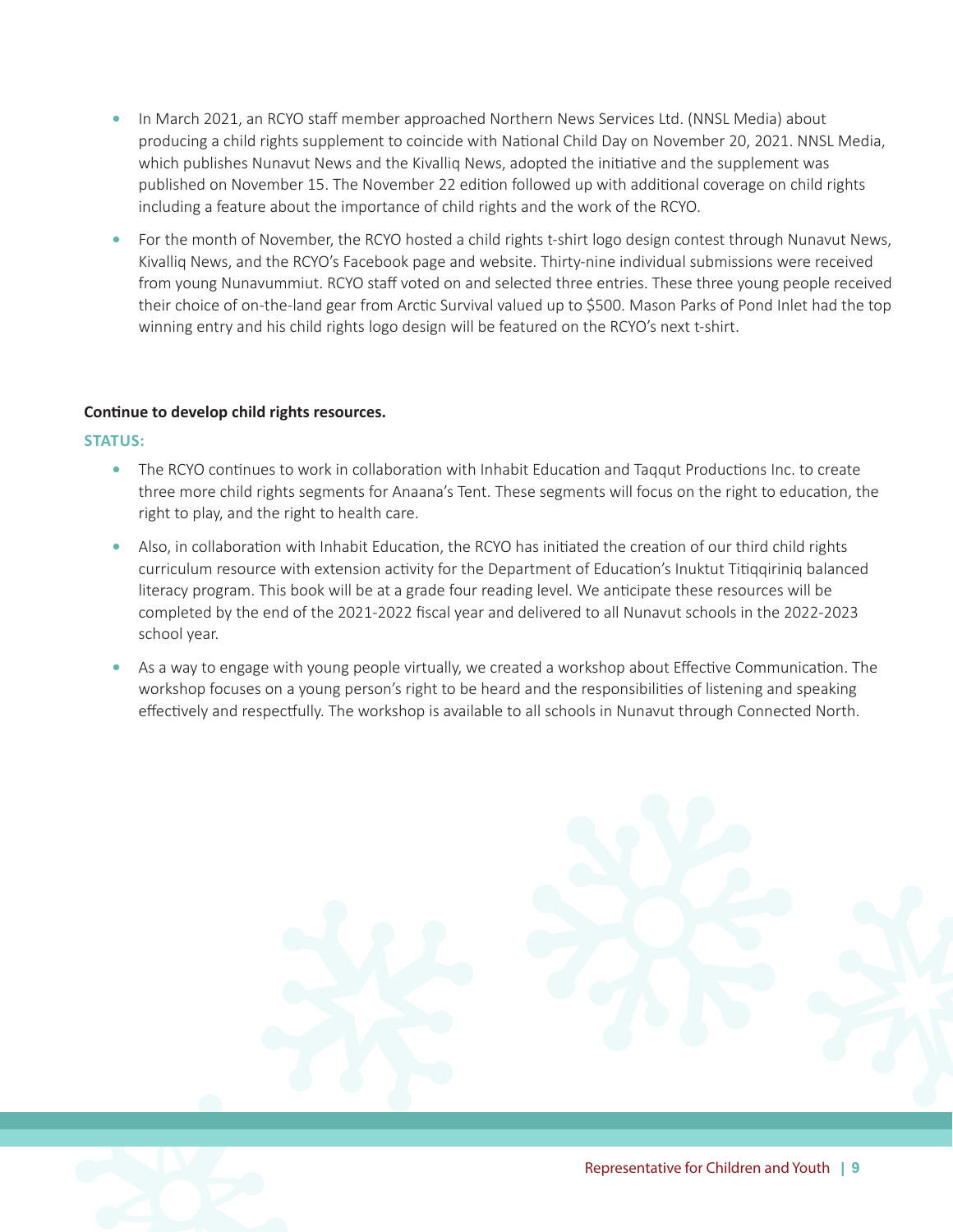- In March 2021, an RCYO staff member approached Northern News Services Ltd. (NNSL Media) about producing a child rights supplement to coincide with National Child Day on November 20, 2021. NNSL Media, which publishes Nunavut News and the Kivalliq News, adopted the initiative and the supplement was published on November 15. The November 22 edition followed up with additional coverage on child rights including a feature about the importance of child rights and the work of the RCYO.
- For the month of November, the RCYO hosted a child rights t-shirt logo design contest through Nunavut News, Kivalliq News, and the RCYO's Facebook page and website. Thirty-nine individual submissions were received from young Nunavummiut. RCYO staff voted on and selected three entries. These three young people received their choice of on-the-land gear from Arctic Survival valued up to $500. Mason Parks of Pond Inlet had the top winning entry and his child rights logo design will be featured on the RCYO's next t-shirt.

**Continue to develop child rights resources.**

**STATUS:**

- The RCYO continues to work in collaboration with Inhabit Education and Taqqut Productions Inc. to create three more child rights segments for Anaana's Tent. These segments will focus on the right to education, the right to play, and the right to health care.
- Also, in collaboration with Inhabit Education, the RCYO has initiated the creation of our third child rights curriculum resource with extension activity for the Department of Education's Inuktut Titiqqiriniq balanced literacy program. This book will be at a grade four reading level. We anticipate these resources will be completed by the end of the 2021-2022 fiscal year and delivered to all Nunavut schools in the 2022-2023 school year.
- As a way to engage with young people virtually, we created a workshop about Effective Communication. The workshop focuses on a young person's right to be heard and the responsibilities of listening and speaking effectively and respectfully. The workshop is available to all schools in Nunavut through Connected North.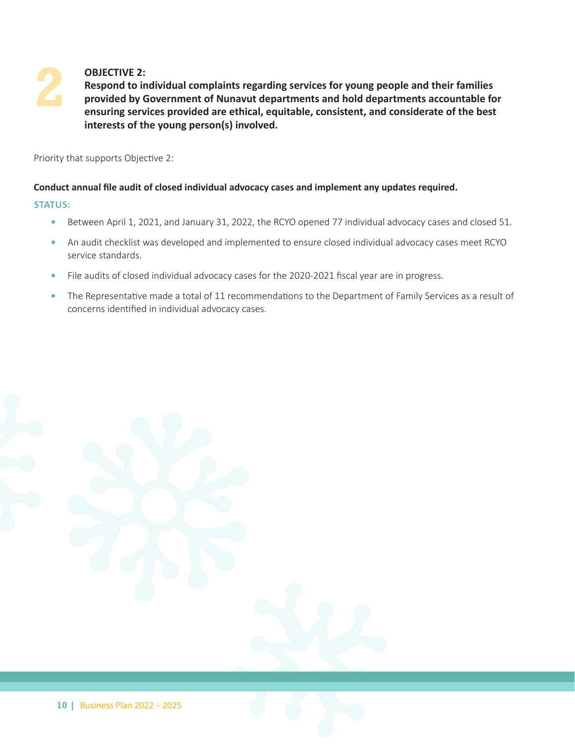## 2 OBJECTIVE 2:

**Respond to individual complaints regarding services for young people and their families provided by Government of Nunavut departments and hold departments accountable for ensuring services provided are ethical, equitable, consistent, and considerate of the best interests of the young person(s) involved.**

Priority that supports Objective 2:

**Conduct annual file audit of closed individual advocacy cases and implement any updates required.**

**STATUS:**

- Between April 1, 2021, and January 31, 2022, the RCYO opened 77 individual advocacy cases and closed 51.
- An audit checklist was developed and implemented to ensure closed individual advocacy cases meet RCYO service standards.
- File audits of closed individual advocacy cases for the 2020-2021 fiscal year are in progress.
- The Representative made a total of 11 recommendations to the Department of Family Services as a result of concerns identified in individual advocacy cases.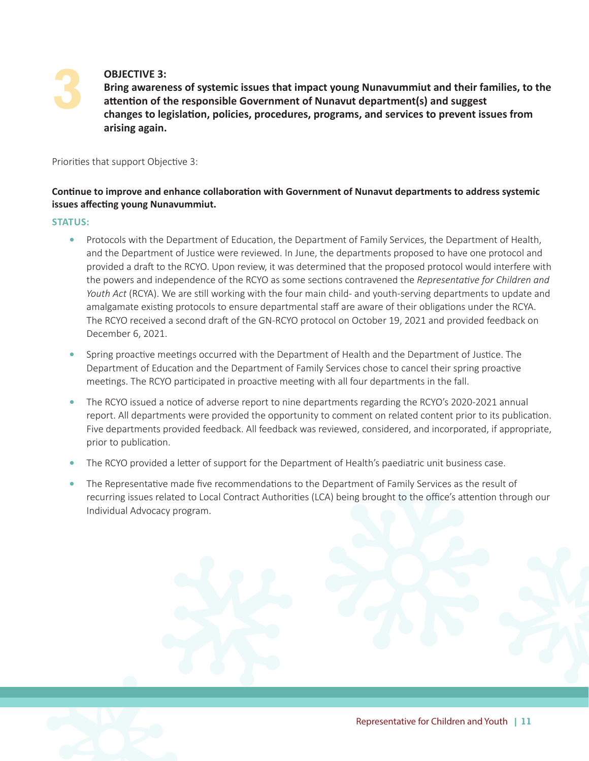## 3 OBJECTIVE 3:

**Bring awareness of systemic issues that impact young Nunavummiut and their families, to the attention of the responsible Government of Nunavut department(s) and suggest changes to legislation, policies, procedures, programs, and services to prevent issues from arising again.**

Priorities that support Objective 3:

**Continue to improve and enhance collaboration with Government of Nunavut departments to address systemic issues affecting young Nunavummiut.**

**STATUS:**

- Protocols with the Department of Education, the Department of Family Services, the Department of Health, and the Department of Justice were reviewed. In June, the departments proposed to have one protocol and provided a draft to the RCYO. Upon review, it was determined that the proposed protocol would interfere with the powers and independence of the RCYO as some sections contravened the *Representative for Children and Youth Act* (RCYA). We are still working with the four main child- and youth-serving departments to update and amalgamate existing protocols to ensure departmental staff are aware of their obligations under the RCYA. The RCYO received a second draft of the GN-RCYO protocol on October 19, 2021 and provided feedback on December 6, 2021.
- Spring proactive meetings occurred with the Department of Health and the Department of Justice. The Department of Education and the Department of Family Services chose to cancel their spring proactive meetings. The RCYO participated in proactive meeting with all four departments in the fall.
- The RCYO issued a notice of adverse report to nine departments regarding the RCYO's 2020-2021 annual report. All departments were provided the opportunity to comment on related content prior to its publication. Five departments provided feedback. All feedback was reviewed, considered, and incorporated, if appropriate, prior to publication.
- The RCYO provided a letter of support for the Department of Health's paediatric unit business case.
- The Representative made five recommendations to the Department of Family Services as the result of recurring issues related to Local Contract Authorities (LCA) being brought to the office's attention through our Individual Advocacy program.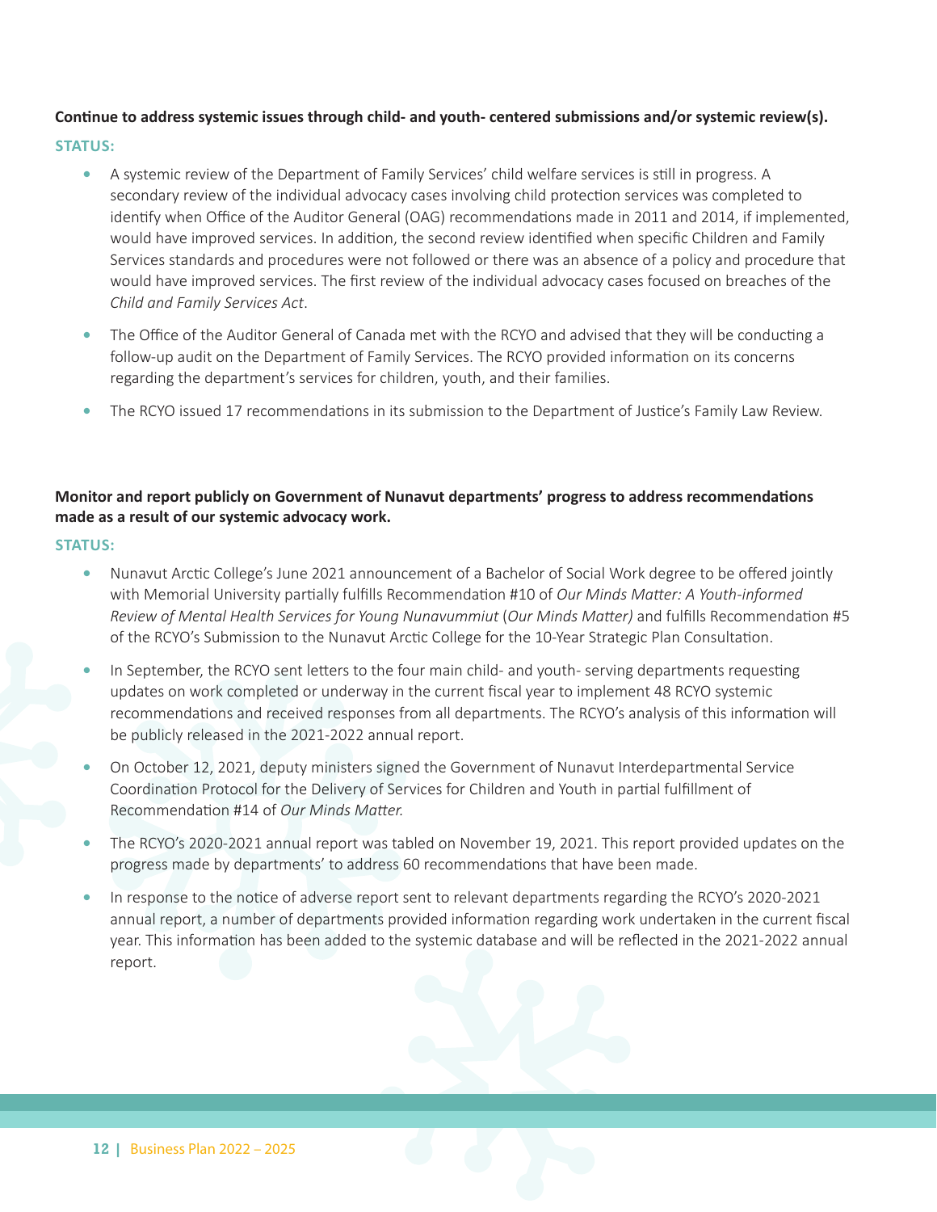**Continue to address systemic issues through child- and youth- centered submissions and/or systemic review(s).**

**STATUS:**

- A systemic review of the Department of Family Services' child welfare services is still in progress. A secondary review of the individual advocacy cases involving child protection services was completed to identify when Office of the Auditor General (OAG) recommendations made in 2011 and 2014, if implemented, would have improved services. In addition, the second review identified when specific Children and Family Services standards and procedures were not followed or there was an absence of a policy and procedure that would have improved services. The first review of the individual advocacy cases focused on breaches of the *Child and Family Services Act*.

- The Office of the Auditor General of Canada met with the RCYO and advised that they will be conducting a follow-up audit on the Department of Family Services. The RCYO provided information on its concerns regarding the department's services for children, youth, and their families.

- The RCYO issued 17 recommendations in its submission to the Department of Justice's Family Law Review.

**Monitor and report publicly on Government of Nunavut departments' progress to address recommendations made as a result of our systemic advocacy work.**

**STATUS:**

- Nunavut Arctic College's June 2021 announcement of a Bachelor of Social Work degree to be offered jointly with Memorial University partially fulfills Recommendation #10 of *Our Minds Matter: A Youth-informed Review of Mental Health Services for Young Nunavummiut* (*Our Minds Matter)* and fulfills Recommendation #5 of the RCYO's Submission to the Nunavut Arctic College for the 10-Year Strategic Plan Consultation.

- In September, the RCYO sent letters to the four main child- and youth- serving departments requesting updates on work completed or underway in the current fiscal year to implement 48 RCYO systemic recommendations and received responses from all departments. The RCYO's analysis of this information will be publicly released in the 2021-2022 annual report.

- On October 12, 2021, deputy ministers signed the Government of Nunavut Interdepartmental Service Coordination Protocol for the Delivery of Services for Children and Youth in partial fulfillment of Recommendation #14 of *Our Minds Matter.*

- The RCYO's 2020-2021 annual report was tabled on November 19, 2021. This report provided updates on the progress made by departments' to address 60 recommendations that have been made.

- In response to the notice of adverse report sent to relevant departments regarding the RCYO's 2020-2021 annual report, a number of departments provided information regarding work undertaken in the current fiscal year. This information has been added to the systemic database and will be reflected in the 2021-2022 annual report.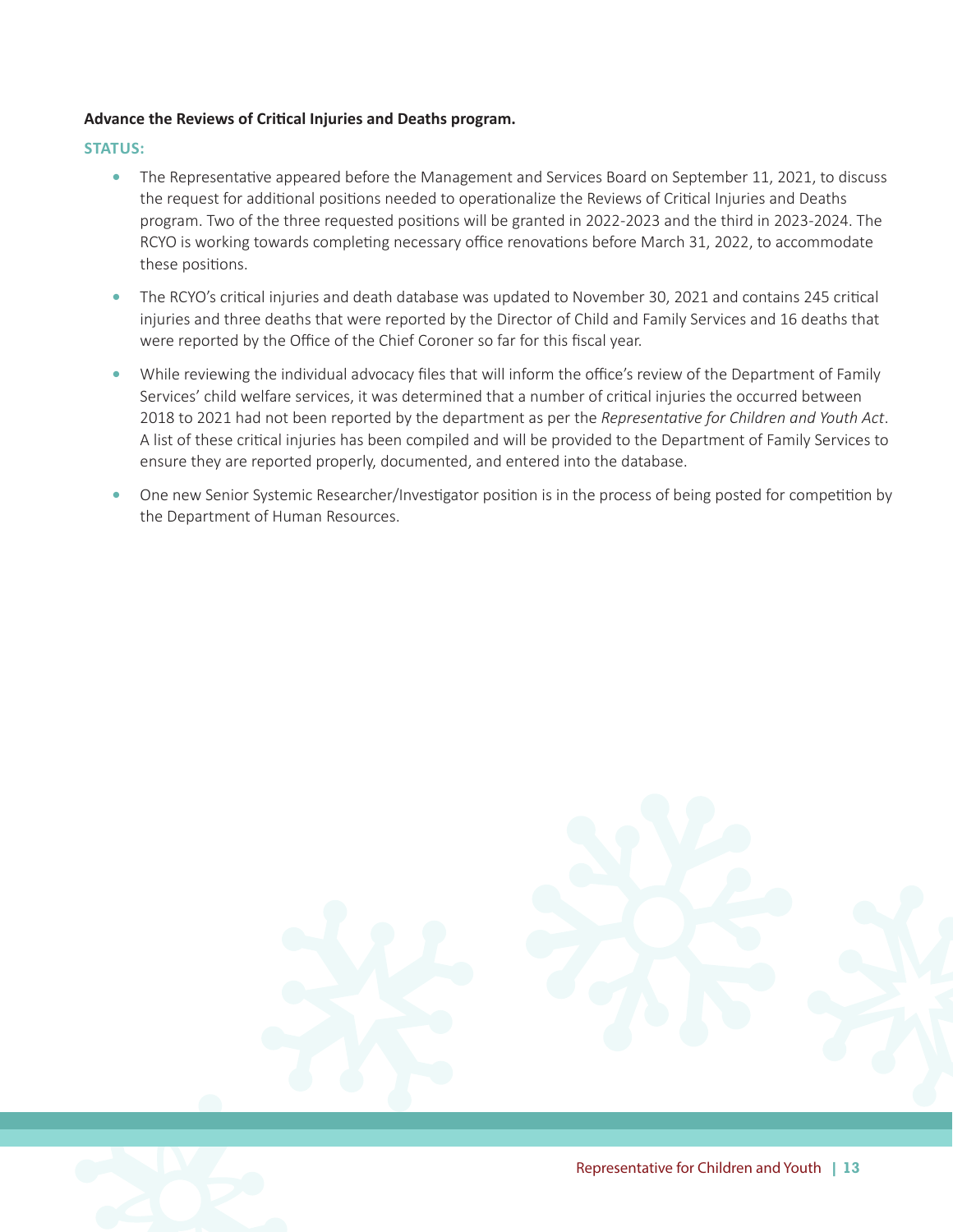**Advance the Reviews of Critical Injuries and Deaths program.**

**STATUS:**

- The Representative appeared before the Management and Services Board on September 11, 2021, to discuss the request for additional positions needed to operationalize the Reviews of Critical Injuries and Deaths program. Two of the three requested positions will be granted in 2022-2023 and the third in 2023-2024. The RCYO is working towards completing necessary office renovations before March 31, 2022, to accommodate these positions.
- The RCYO's critical injuries and death database was updated to November 30, 2021 and contains 245 critical injuries and three deaths that were reported by the Director of Child and Family Services and 16 deaths that were reported by the Office of the Chief Coroner so far for this fiscal year.
- While reviewing the individual advocacy files that will inform the office's review of the Department of Family Services' child welfare services, it was determined that a number of critical injuries the occurred between 2018 to 2021 had not been reported by the department as per the *Representative for Children and Youth Act*. A list of these critical injuries has been compiled and will be provided to the Department of Family Services to ensure they are reported properly, documented, and entered into the database.
- One new Senior Systemic Researcher/Investigator position is in the process of being posted for competition by the Department of Human Resources.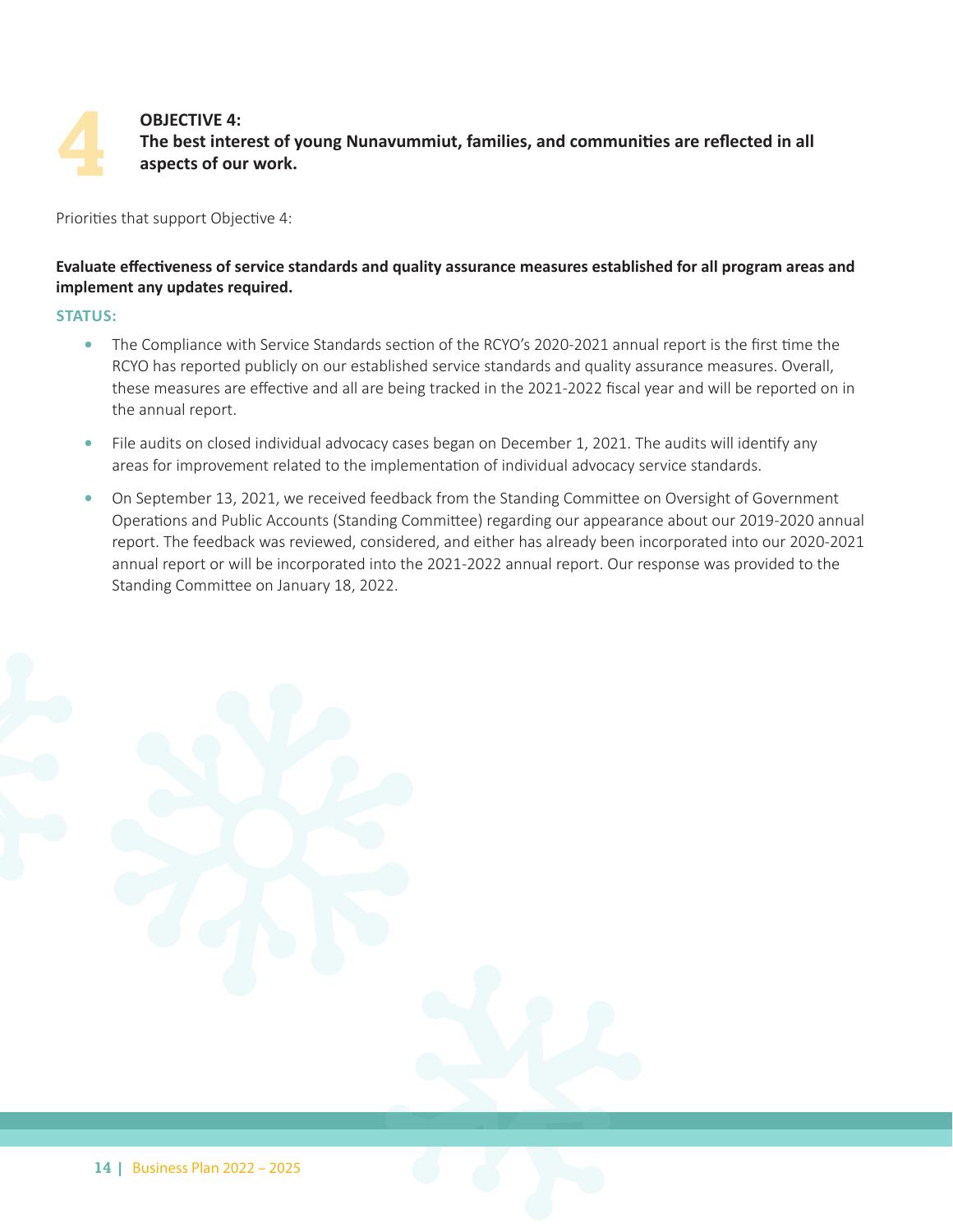# 4 OBJECTIVE 4:
**The best interest of young Nunavummiut, families, and communities are reflected in all aspects of our work.**

Priorities that support Objective 4:

**Evaluate effectiveness of service standards and quality assurance measures established for all program areas and implement any updates required.**

**STATUS:**

- The Compliance with Service Standards section of the RCYO's 2020-2021 annual report is the first time the RCYO has reported publicly on our established service standards and quality assurance measures. Overall, these measures are effective and all are being tracked in the 2021-2022 fiscal year and will be reported on in the annual report.
- File audits on closed individual advocacy cases began on December 1, 2021. The audits will identify any areas for improvement related to the implementation of individual advocacy service standards.
- On September 13, 2021, we received feedback from the Standing Committee on Oversight of Government Operations and Public Accounts (Standing Committee) regarding our appearance about our 2019-2020 annual report. The feedback was reviewed, considered, and either has already been incorporated into our 2020-2021 annual report or will be incorporated into the 2021-2022 annual report. Our response was provided to the Standing Committee on January 18, 2022.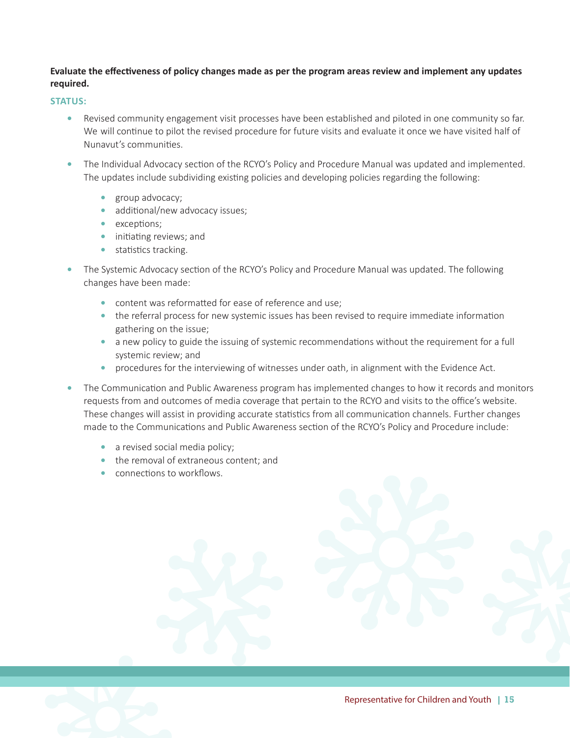**Evaluate the effectiveness of policy changes made as per the program areas review and implement any updates required.**

**STATUS:**

- Revised community engagement visit processes have been established and piloted in one community so far. We will continue to pilot the revised procedure for future visits and evaluate it once we have visited half of Nunavut's communities.
- The Individual Advocacy section of the RCYO's Policy and Procedure Manual was updated and implemented. The updates include subdividing existing policies and developing policies regarding the following:
  - group advocacy;
  - additional/new advocacy issues;
  - exceptions;
  - initiating reviews; and
  - statistics tracking.
- The Systemic Advocacy section of the RCYO's Policy and Procedure Manual was updated. The following changes have been made:
  - content was reformatted for ease of reference and use;
  - the referral process for new systemic issues has been revised to require immediate information gathering on the issue;
  - a new policy to guide the issuing of systemic recommendations without the requirement for a full systemic review; and
  - procedures for the interviewing of witnesses under oath, in alignment with the Evidence Act.
- The Communication and Public Awareness program has implemented changes to how it records and monitors requests from and outcomes of media coverage that pertain to the RCYO and visits to the office's website. These changes will assist in providing accurate statistics from all communication channels. Further changes made to the Communications and Public Awareness section of the RCYO's Policy and Procedure include:
  - a revised social media policy;
  - the removal of extraneous content; and
  - connections to workflows.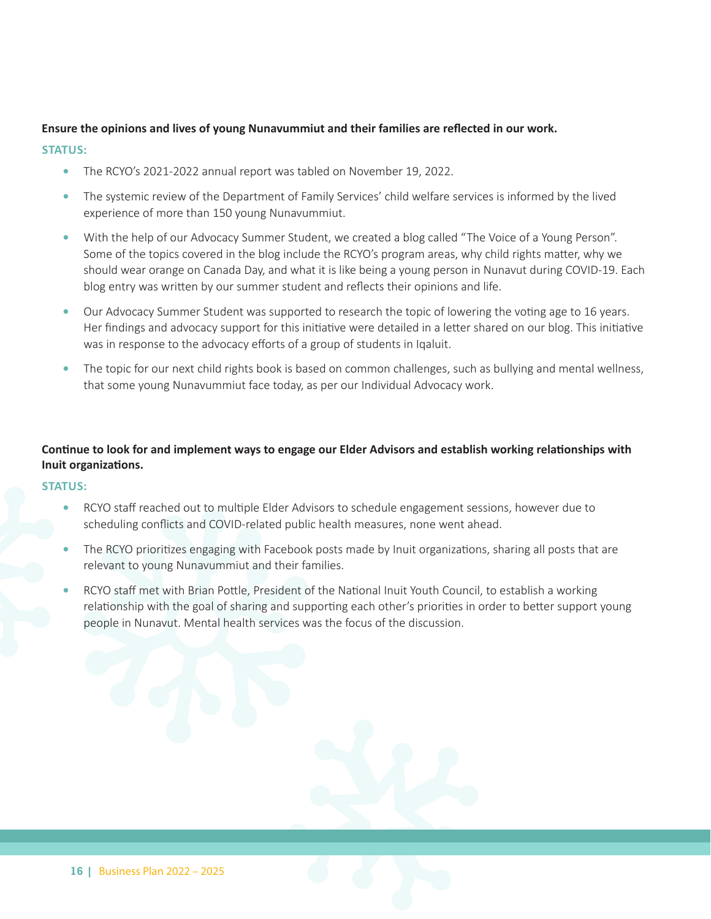**Ensure the opinions and lives of young Nunavummiut and their families are reflected in our work.**

**STATUS:**

- The RCYO's 2021-2022 annual report was tabled on November 19, 2022.
- The systemic review of the Department of Family Services' child welfare services is informed by the lived experience of more than 150 young Nunavummiut.
- With the help of our Advocacy Summer Student, we created a blog called "The Voice of a Young Person". Some of the topics covered in the blog include the RCYO's program areas, why child rights matter, why we should wear orange on Canada Day, and what it is like being a young person in Nunavut during COVID-19. Each blog entry was written by our summer student and reflects their opinions and life.
- Our Advocacy Summer Student was supported to research the topic of lowering the voting age to 16 years. Her findings and advocacy support for this initiative were detailed in a letter shared on our blog. This initiative was in response to the advocacy efforts of a group of students in Iqaluit.
- The topic for our next child rights book is based on common challenges, such as bullying and mental wellness, that some young Nunavummiut face today, as per our Individual Advocacy work.

**Continue to look for and implement ways to engage our Elder Advisors and establish working relationships with Inuit organizations.**

**STATUS:**

- RCYO staff reached out to multiple Elder Advisors to schedule engagement sessions, however due to scheduling conflicts and COVID-related public health measures, none went ahead.
- The RCYO prioritizes engaging with Facebook posts made by Inuit organizations, sharing all posts that are relevant to young Nunavummiut and their families.
- RCYO staff met with Brian Pottle, President of the National Inuit Youth Council, to establish a working relationship with the goal of sharing and supporting each other's priorities in order to better support young people in Nunavut. Mental health services was the focus of the discussion.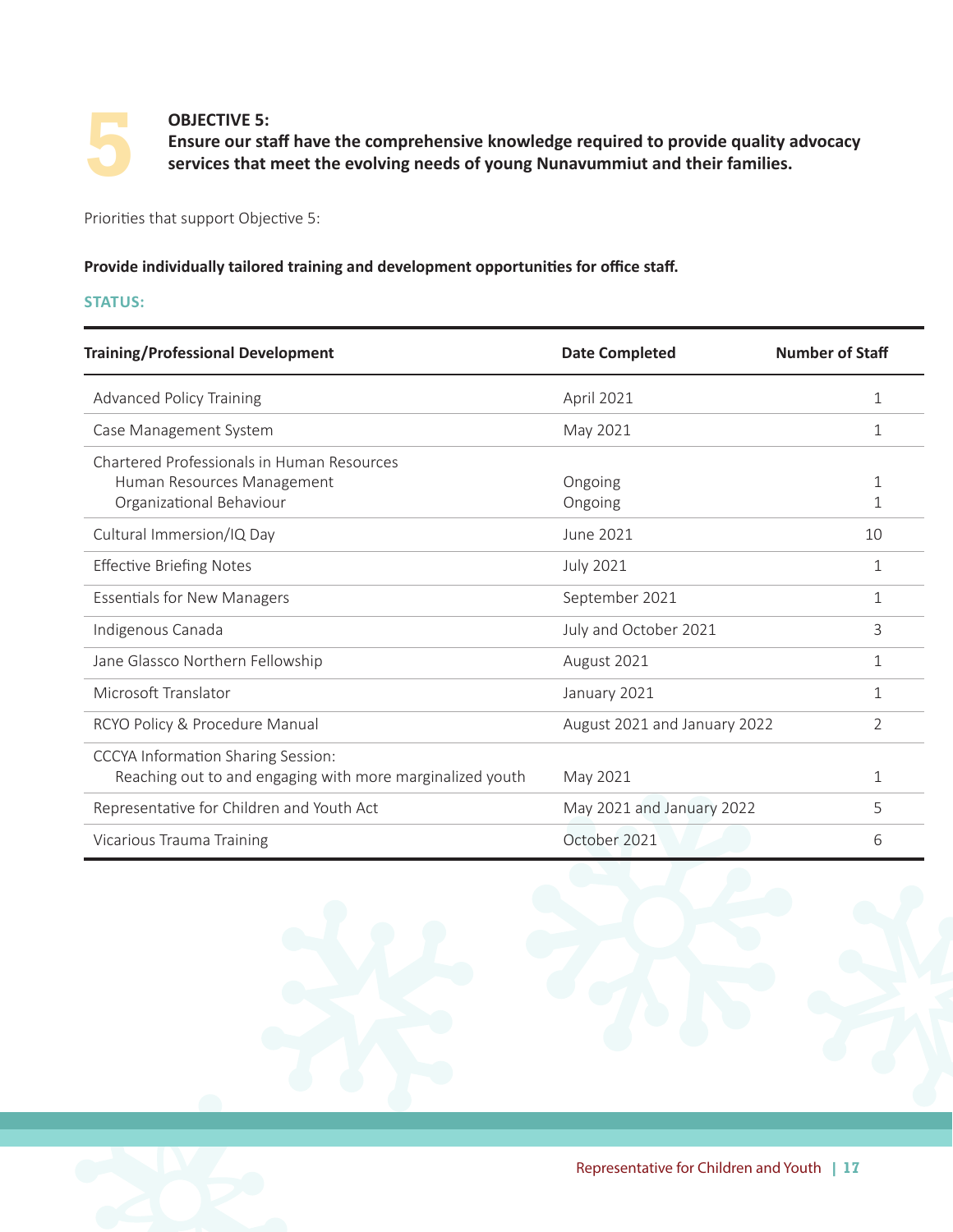# 5

**OBJECTIVE 5:**
**Ensure our staff have the comprehensive knowledge required to provide quality advocacy services that meet the evolving needs of young Nunavummiut and their families.**

Priorities that support Objective 5:

**Provide individually tailored training and development opportunities for office staff.**

**STATUS:**

| Training/Professional Development | Date Completed | Number of Staff |
|---|---|---|
| Advanced Policy Training | April 2021 | 1 |
| Case Management System | May 2021 | 1 |
| Chartered Professionals in Human Resources | | |
| Human Resources Management | Ongoing | 1 |
| Organizational Behaviour | Ongoing | 1 |
| Cultural Immersion/IQ Day | June 2021 | 10 |
| Effective Briefing Notes | July 2021 | 1 |
| Essentials for New Managers | September 2021 | 1 |
| Indigenous Canada | July and October 2021 | 3 |
| Jane Glassco Northern Fellowship | August 2021 | 1 |
| Microsoft Translator | January 2021 | 1 |
| RCYO Policy & Procedure Manual | August 2021 and January 2022 | 2 |
| CCCYA Information Sharing Session: Reaching out to and engaging with more marginalized youth | May 2021 | 1 |
| Representative for Children and Youth Act | May 2021 and January 2022 | 5 |
| Vicarious Trauma Training | October 2021 | 6 |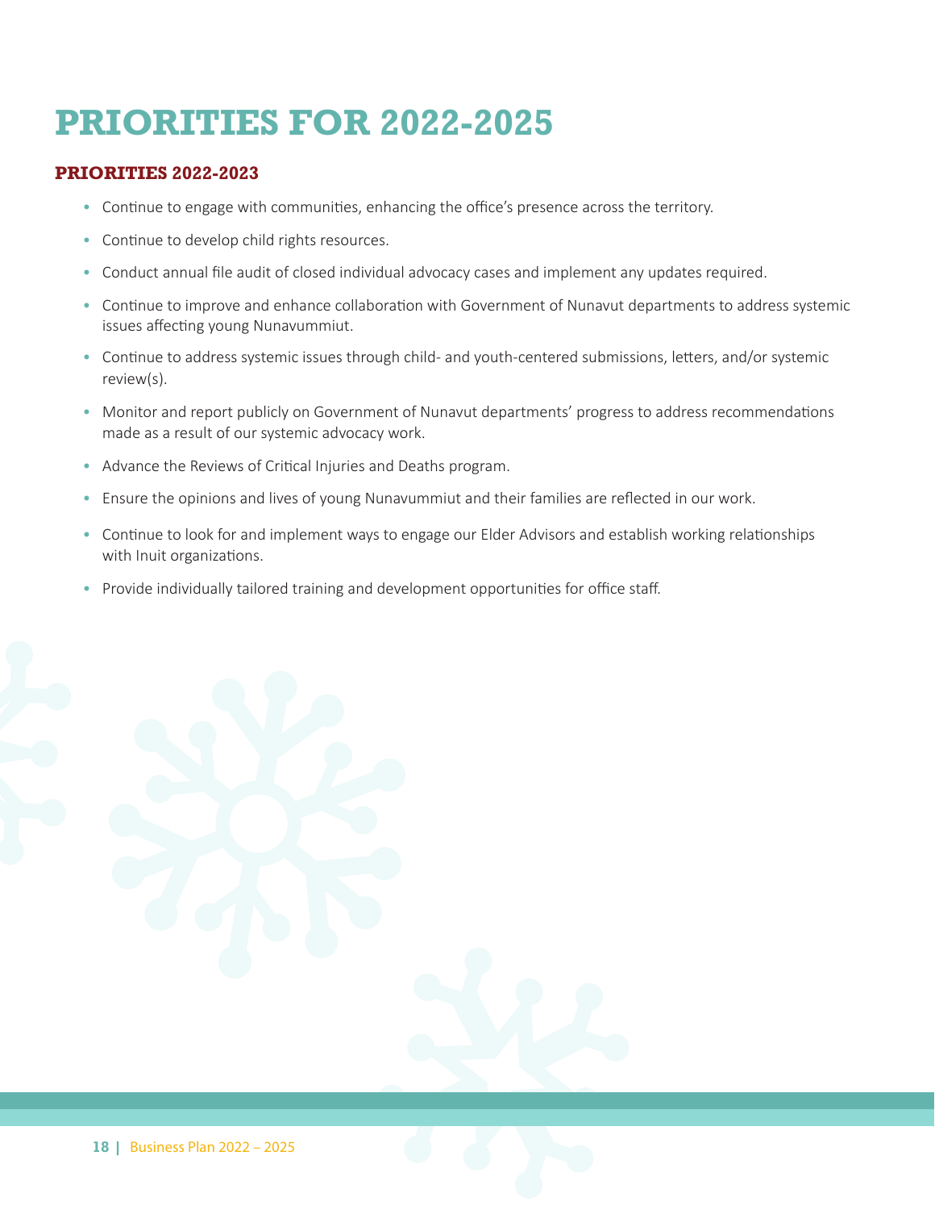# PRIORITIES FOR 2022-2025

## PRIORITIES 2022-2023

- Continue to engage with communities, enhancing the office's presence across the territory.
- Continue to develop child rights resources.
- Conduct annual file audit of closed individual advocacy cases and implement any updates required.
- Continue to improve and enhance collaboration with Government of Nunavut departments to address systemic issues affecting young Nunavummiut.
- Continue to address systemic issues through child- and youth-centered submissions, letters, and/or systemic review(s).
- Monitor and report publicly on Government of Nunavut departments' progress to address recommendations made as a result of our systemic advocacy work.
- Advance the Reviews of Critical Injuries and Deaths program.
- Ensure the opinions and lives of young Nunavummiut and their families are reflected in our work.
- Continue to look for and implement ways to engage our Elder Advisors and establish working relationships with Inuit organizations.
- Provide individually tailored training and development opportunities for office staff.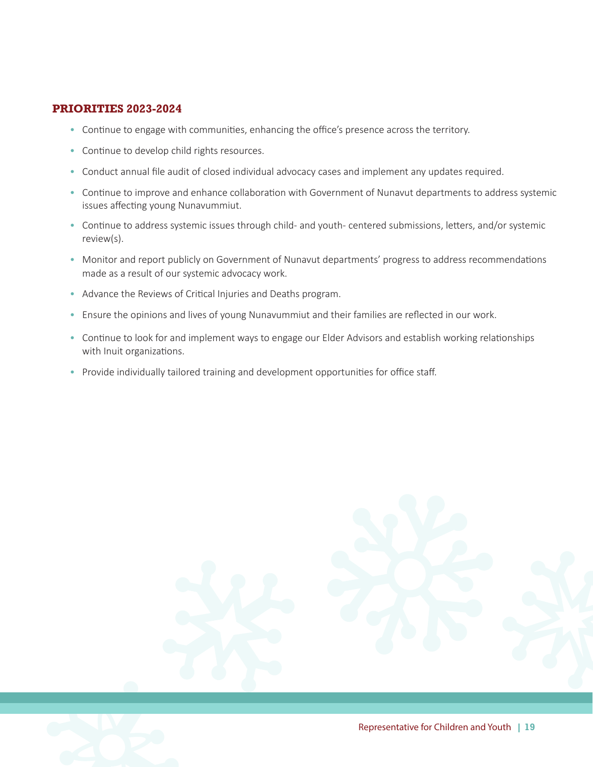## PRIORITIES 2023-2024

- Continue to engage with communities, enhancing the office's presence across the territory.
- Continue to develop child rights resources.
- Conduct annual file audit of closed individual advocacy cases and implement any updates required.
- Continue to improve and enhance collaboration with Government of Nunavut departments to address systemic issues affecting young Nunavummiut.
- Continue to address systemic issues through child- and youth- centered submissions, letters, and/or systemic review(s).
- Monitor and report publicly on Government of Nunavut departments' progress to address recommendations made as a result of our systemic advocacy work.
- Advance the Reviews of Critical Injuries and Deaths program.
- Ensure the opinions and lives of young Nunavummiut and their families are reflected in our work.
- Continue to look for and implement ways to engage our Elder Advisors and establish working relationships with Inuit organizations.
- Provide individually tailored training and development opportunities for office staff.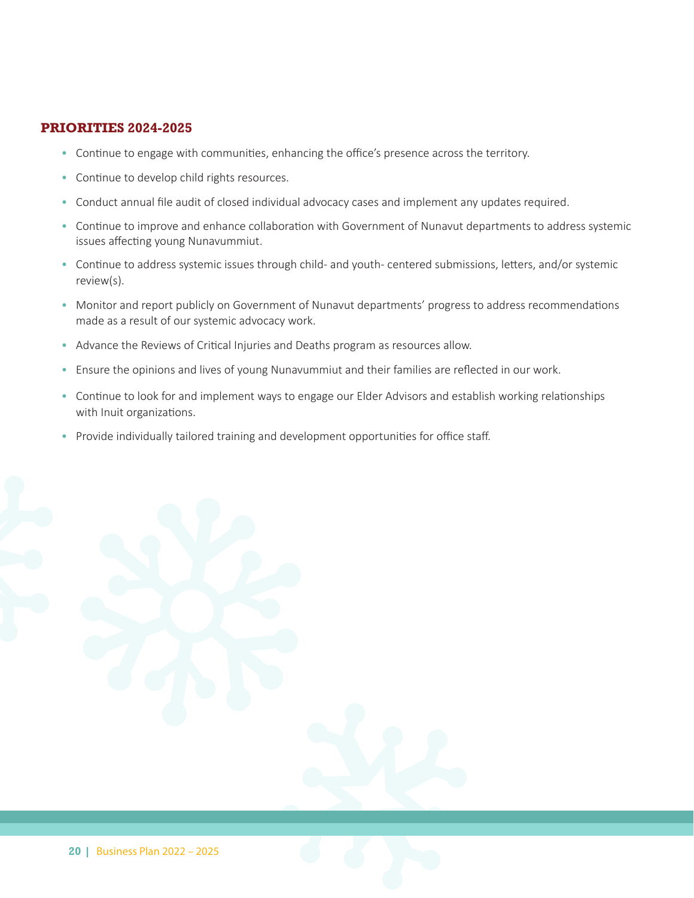## PRIORITIES 2024-2025

- Continue to engage with communities, enhancing the office's presence across the territory.
- Continue to develop child rights resources.
- Conduct annual file audit of closed individual advocacy cases and implement any updates required.
- Continue to improve and enhance collaboration with Government of Nunavut departments to address systemic issues affecting young Nunavummiut.
- Continue to address systemic issues through child- and youth- centered submissions, letters, and/or systemic review(s).
- Monitor and report publicly on Government of Nunavut departments' progress to address recommendations made as a result of our systemic advocacy work.
- Advance the Reviews of Critical Injuries and Deaths program as resources allow.
- Ensure the opinions and lives of young Nunavummiut and their families are reflected in our work.
- Continue to look for and implement ways to engage our Elder Advisors and establish working relationships with Inuit organizations.
- Provide individually tailored training and development opportunities for office staff.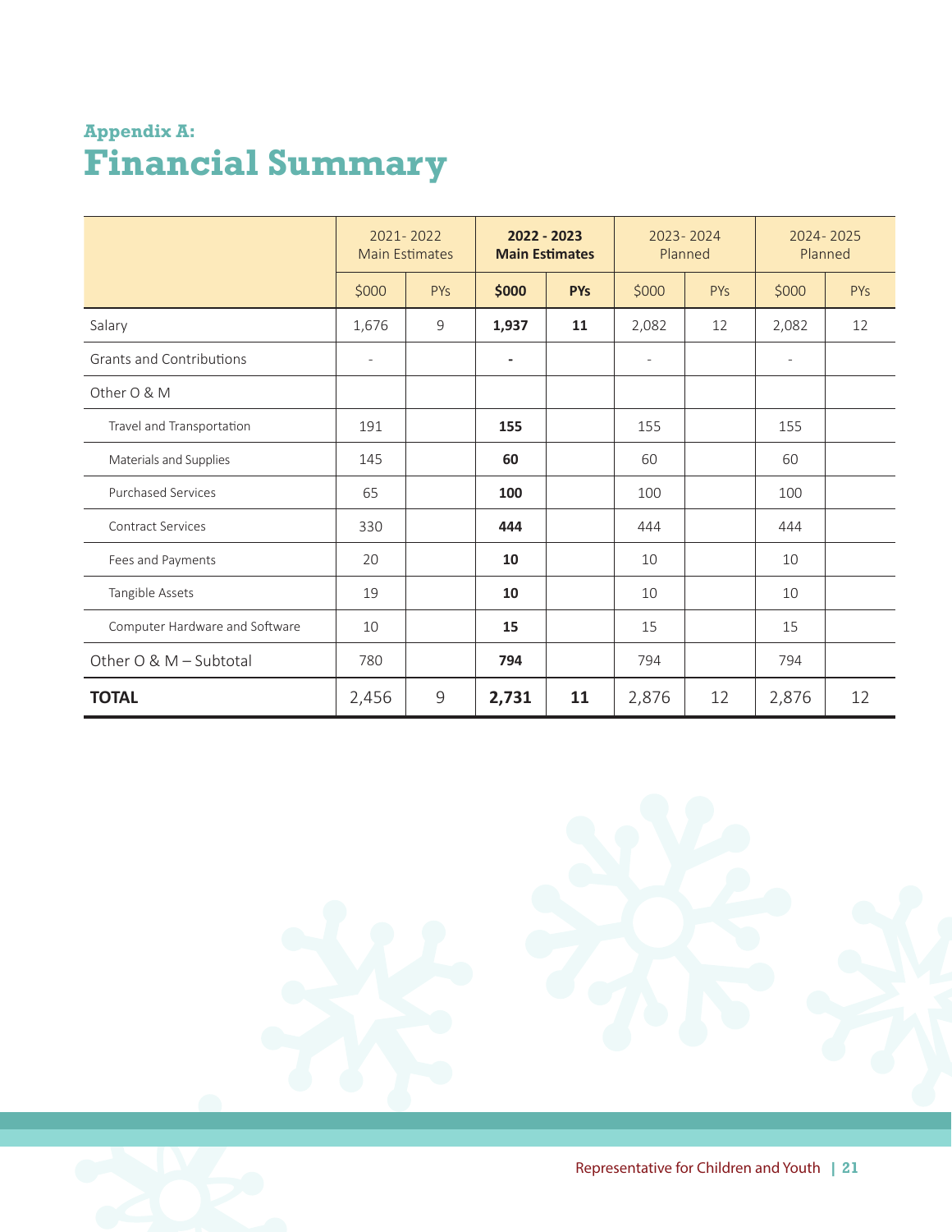## Appendix A:

# Financial Summary

| | 2021- 2022 Main Estimates | | **2022 - 2023 Main Estimates** | | 2023- 2024 Planned | | 2024- 2025 Planned | |
|---|---|---|---|---|---|---|---|---|
| | $000 | PYs | **$000** | **PYs** | $000 | PYs | $000 | PYs |
| Salary | 1,676 | 9 | **1,937** | **11** | 2,082 | 12 | 2,082 | 12 |
| Grants and Contributions | - | | **-** | | - | | - | |
| Other O & M | | | | | | | | |
| Travel and Transportation | 191 | | **155** | | 155 | | 155 | |
| Materials and Supplies | 145 | | **60** | | 60 | | 60 | |
| Purchased Services | 65 | | **100** | | 100 | | 100 | |
| Contract Services | 330 | | **444** | | 444 | | 444 | |
| Fees and Payments | 20 | | **10** | | 10 | | 10 | |
| Tangible Assets | 19 | | **10** | | 10 | | 10 | |
| Computer Hardware and Software | 10 | | **15** | | 15 | | 15 | |
| Other O & M – Subtotal | 780 | | **794** | | 794 | | 794 | |
| **TOTAL** | 2,456 | 9 | **2,731** | **11** | 2,876 | 12 | 2,876 | 12 |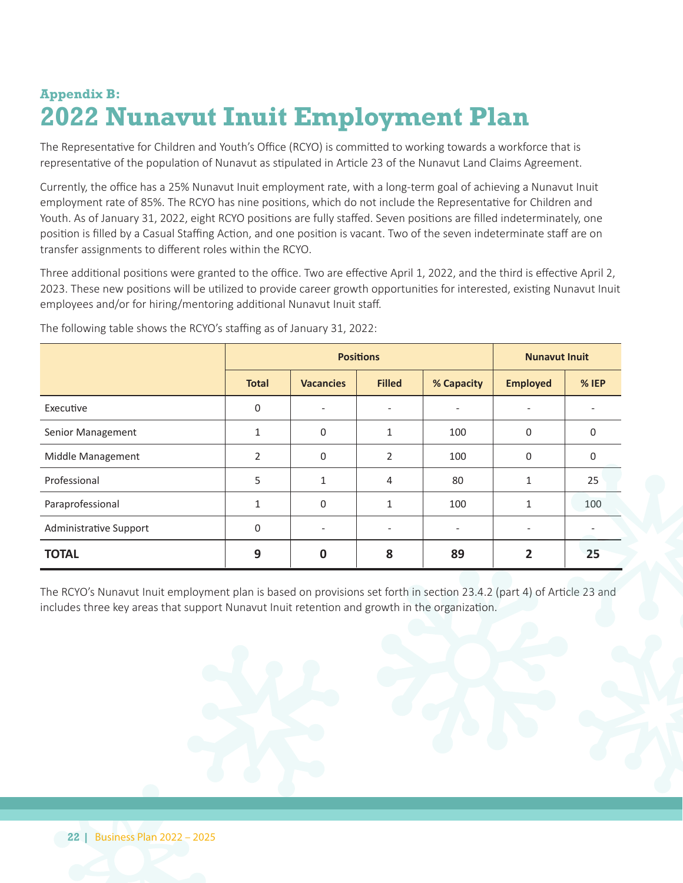## Appendix B:

# 2022 Nunavut Inuit Employment Plan

The Representative for Children and Youth's Office (RCYO) is committed to working towards a workforce that is representative of the population of Nunavut as stipulated in Article 23 of the Nunavut Land Claims Agreement.

Currently, the office has a 25% Nunavut Inuit employment rate, with a long-term goal of achieving a Nunavut Inuit employment rate of 85%. The RCYO has nine positions, which do not include the Representative for Children and Youth. As of January 31, 2022, eight RCYO positions are fully staffed. Seven positions are filled indeterminately, one position is filled by a Casual Staffing Action, and one position is vacant. Two of the seven indeterminate staff are on transfer assignments to different roles within the RCYO.

Three additional positions were granted to the office. Two are effective April 1, 2022, and the third is effective April 2, 2023. These new positions will be utilized to provide career growth opportunities for interested, existing Nunavut Inuit employees and/or for hiring/mentoring additional Nunavut Inuit staff.

The following table shows the RCYO's staffing as of January 31, 2022:

| | Positions | | | | Nunavut Inuit | |
|---|---|---|---|---|---|---|
| | Total | Vacancies | Filled | % Capacity | Employed | % IEP |
| Executive | 0 | - | - | - | - | - |
| Senior Management | 1 | 0 | 1 | 100 | 0 | 0 |
| Middle Management | 2 | 0 | 2 | 100 | 0 | 0 |
| Professional | 5 | 1 | 4 | 80 | 1 | 25 |
| Paraprofessional | 1 | 0 | 1 | 100 | 1 | 100 |
| Administrative Support | 0 | - | - | - | - | - |
| **TOTAL** | **9** | **0** | **8** | **89** | **2** | **25** |

The RCYO's Nunavut Inuit employment plan is based on provisions set forth in section 23.4.2 (part 4) of Article 23 and includes three key areas that support Nunavut Inuit retention and growth in the organization.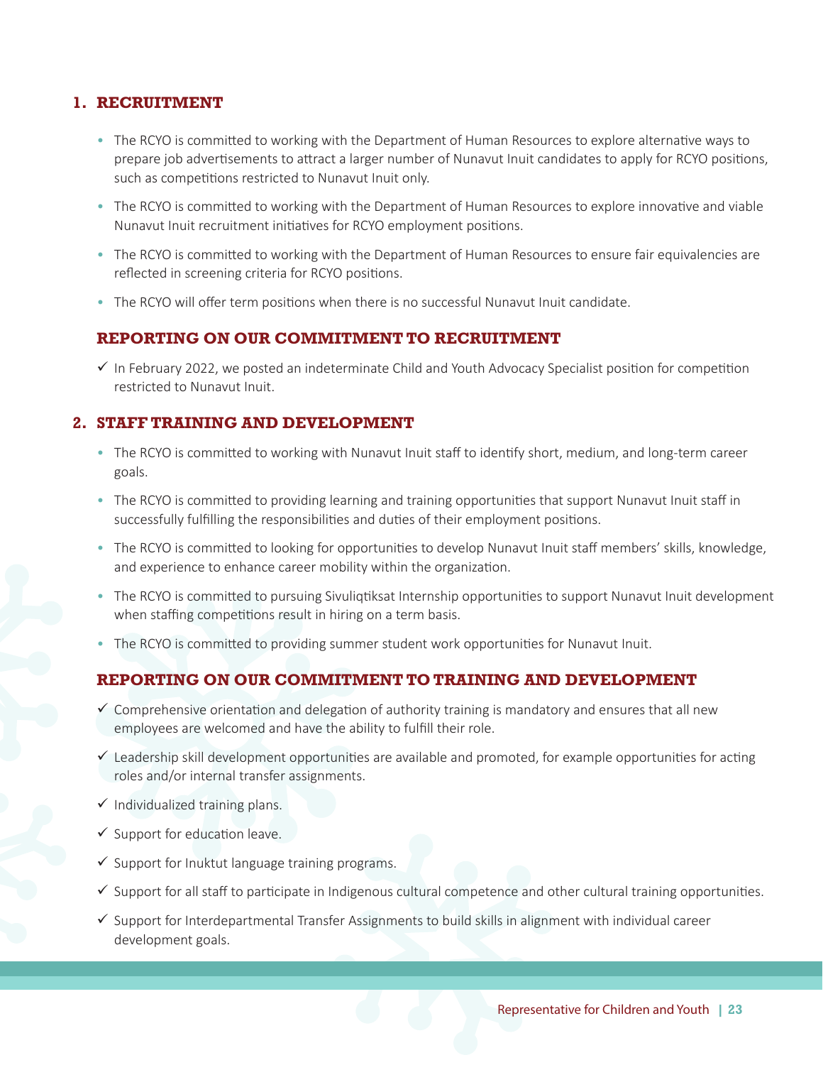## 1. RECRUITMENT

- The RCYO is committed to working with the Department of Human Resources to explore alternative ways to prepare job advertisements to attract a larger number of Nunavut Inuit candidates to apply for RCYO positions, such as competitions restricted to Nunavut Inuit only.
- The RCYO is committed to working with the Department of Human Resources to explore innovative and viable Nunavut Inuit recruitment initiatives for RCYO employment positions.
- The RCYO is committed to working with the Department of Human Resources to ensure fair equivalencies are reflected in screening criteria for RCYO positions.
- The RCYO will offer term positions when there is no successful Nunavut Inuit candidate.

### REPORTING ON OUR COMMITMENT TO RECRUITMENT

✓ In February 2022, we posted an indeterminate Child and Youth Advocacy Specialist position for competition restricted to Nunavut Inuit.

## 2. STAFF TRAINING AND DEVELOPMENT

- The RCYO is committed to working with Nunavut Inuit staff to identify short, medium, and long-term career goals.
- The RCYO is committed to providing learning and training opportunities that support Nunavut Inuit staff in successfully fulfilling the responsibilities and duties of their employment positions.
- The RCYO is committed to looking for opportunities to develop Nunavut Inuit staff members' skills, knowledge, and experience to enhance career mobility within the organization.
- The RCYO is committed to pursuing Sivuliqtiksat Internship opportunities to support Nunavut Inuit development when staffing competitions result in hiring on a term basis.
- The RCYO is committed to providing summer student work opportunities for Nunavut Inuit.

### REPORTING ON OUR COMMITMENT TO TRAINING AND DEVELOPMENT

✓ Comprehensive orientation and delegation of authority training is mandatory and ensures that all new employees are welcomed and have the ability to fulfill their role.

✓ Leadership skill development opportunities are available and promoted, for example opportunities for acting roles and/or internal transfer assignments.

✓ Individualized training plans.

✓ Support for education leave.

✓ Support for Inuktut language training programs.

✓ Support for all staff to participate in Indigenous cultural competence and other cultural training opportunities.

✓ Support for Interdepartmental Transfer Assignments to build skills in alignment with individual career development goals.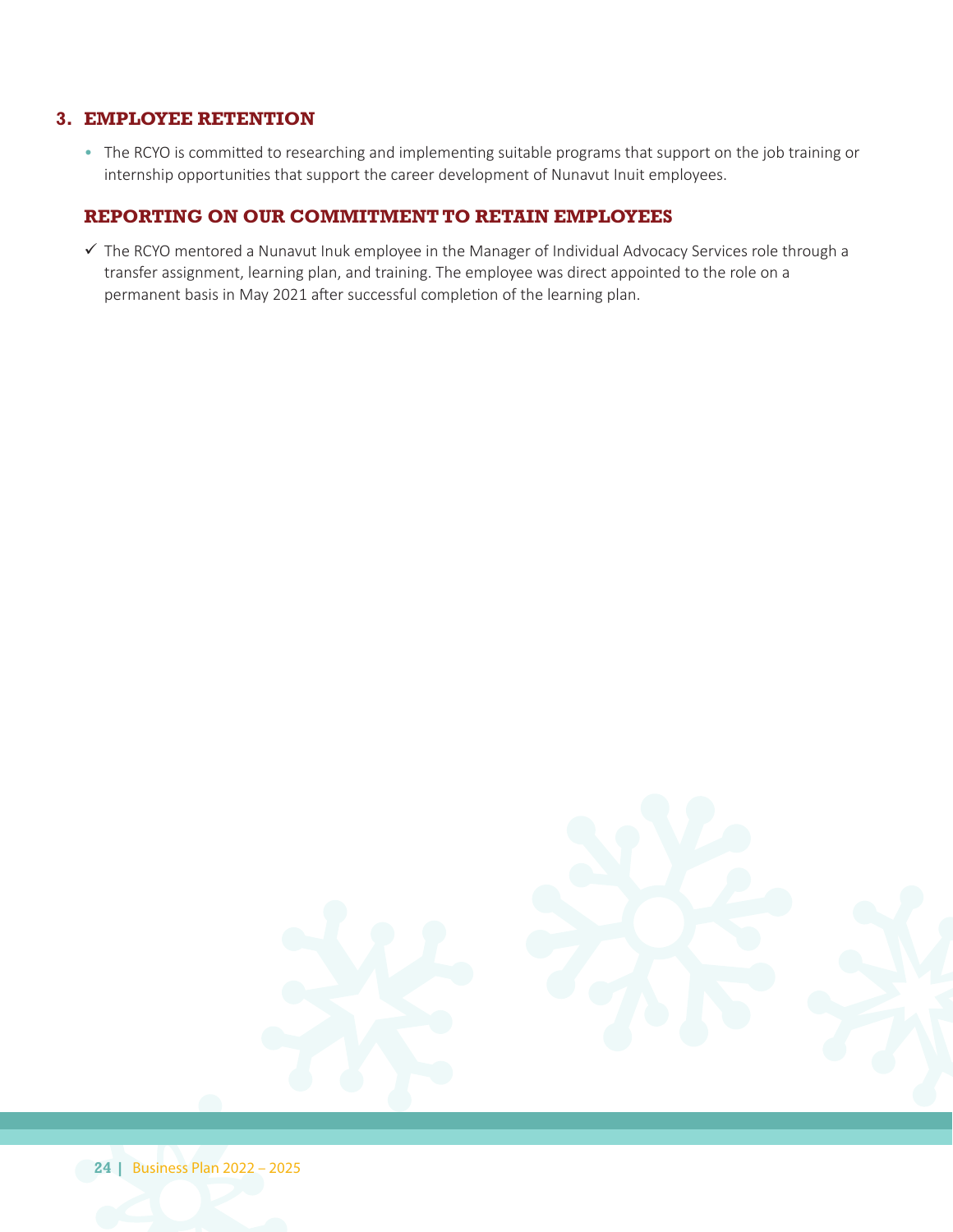## 3. EMPLOYEE RETENTION

- The RCYO is committed to researching and implementing suitable programs that support on the job training or internship opportunities that support the career development of Nunavut Inuit employees.

### REPORTING ON OUR COMMITMENT TO RETAIN EMPLOYEES

✓ The RCYO mentored a Nunavut Inuk employee in the Manager of Individual Advocacy Services role through a transfer assignment, learning plan, and training. The employee was direct appointed to the role on a permanent basis in May 2021 after successful completion of the learning plan.